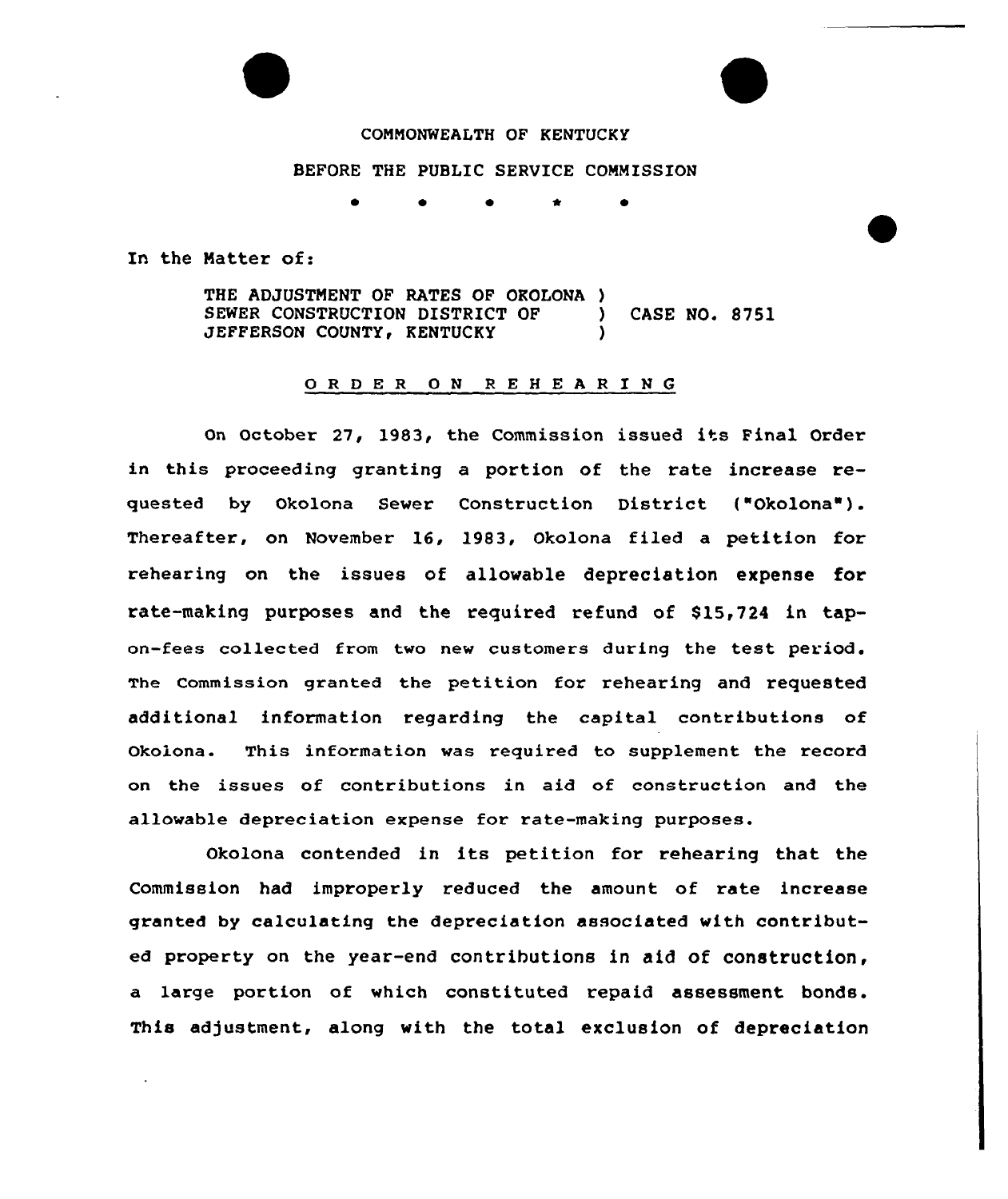COMMONWEALTH OF KENTUCKY

BEFORE THE PUBLIC SERVICE COMMISSION

\* \* \* \* \*

In the Matter of:

THE ADJUSTMENT OF RATES OF OKOLONA SEWER CONSTRUCTION DISTRICT OF JEFFERSON COUNTY, KENTUCKY ) CASE NO. 8751

## ORDER ON REHEARING

On October 27, 1983, the Commission issued its Final Order in this proceeding granting a portion of the rate increase requested by Okolona Sewer Construction District ("Okolona"). Thereafter, on November 16, 1983, Okolona filed a petition for rehearing on the issues of allowable depreciation expense for rate-making purposes and the required refund of $15,724 in tap-on-fees collected from two new customers during the test period. The Commission granted the petition for rehearing and requested additional information regarding the capital contributions of Okolona. This information was required to supplement the record on the issues of contributions in aid of construction and the allowable depreciation expense for rate-making purposes.

Okolona contended in its petition for rehearing that the Commission had improperly reduced the amount of rate increase granted by calculating the depreciation associated with contributed property on the year-end contributions in aid of construction, a large portion of which constituted repaid assessment bonds. This adjustment, along with the total exclusion of depreciation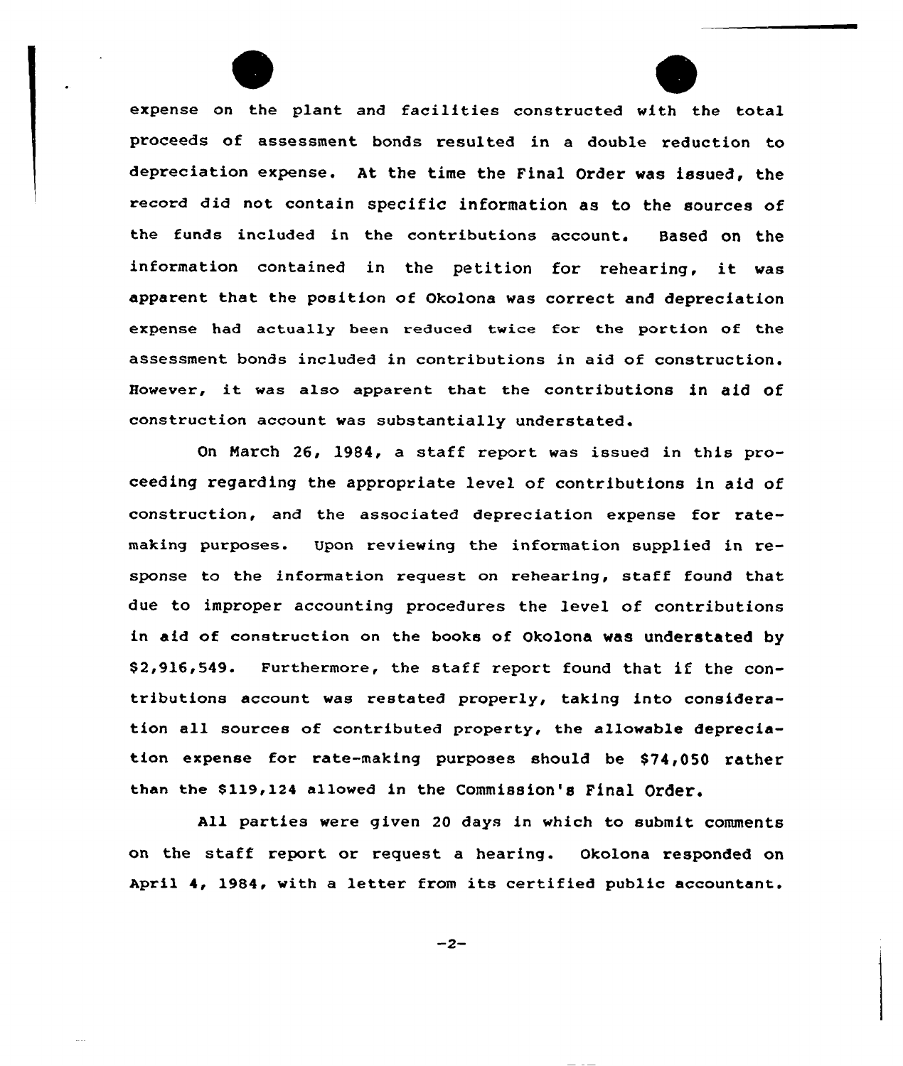expense on the plant and facilities constructed with the total proceeds of assessment bonds resulted in a double reduction to depreciation expense. At the time the Final Order was issued, the record did not contain specific information as to the sources of the funds included in the contributions account. Based on the information contained in the petition for rehearing, it was apparent that the position of Okolona was correct and depreciation expense had actually been reduced twice for the portion of the assessment bonds included in contributions in aid of construction. However, it was also apparent that the contributions in aid of construction account was substantially understated.

On March 26, 1984, a staff report was issued in this proceeding regarding the appropriate level of contributions in aid of construction, and the associated depreciation expense for rate-making purposes. Upon reviewing the information supplied in response to the information request on rehearing, staff found that due to improper accounting procedures the level of contributions in aid of construction on the books of Okolona was understated by $2,916,549. Furthermore, the staff report found that if the contributions account was restated properly, taking into consideration all sources of contributed property, the allowable depreciation expense for rate-making purposes should be $74,050 rather than the $119,124 allowed in the Commission's Final Order.

All parties were given 20 days in which to submit comments on the staff report or request a hearing. Okolona responded on April 4, 1984, with a letter from its certified public accountant.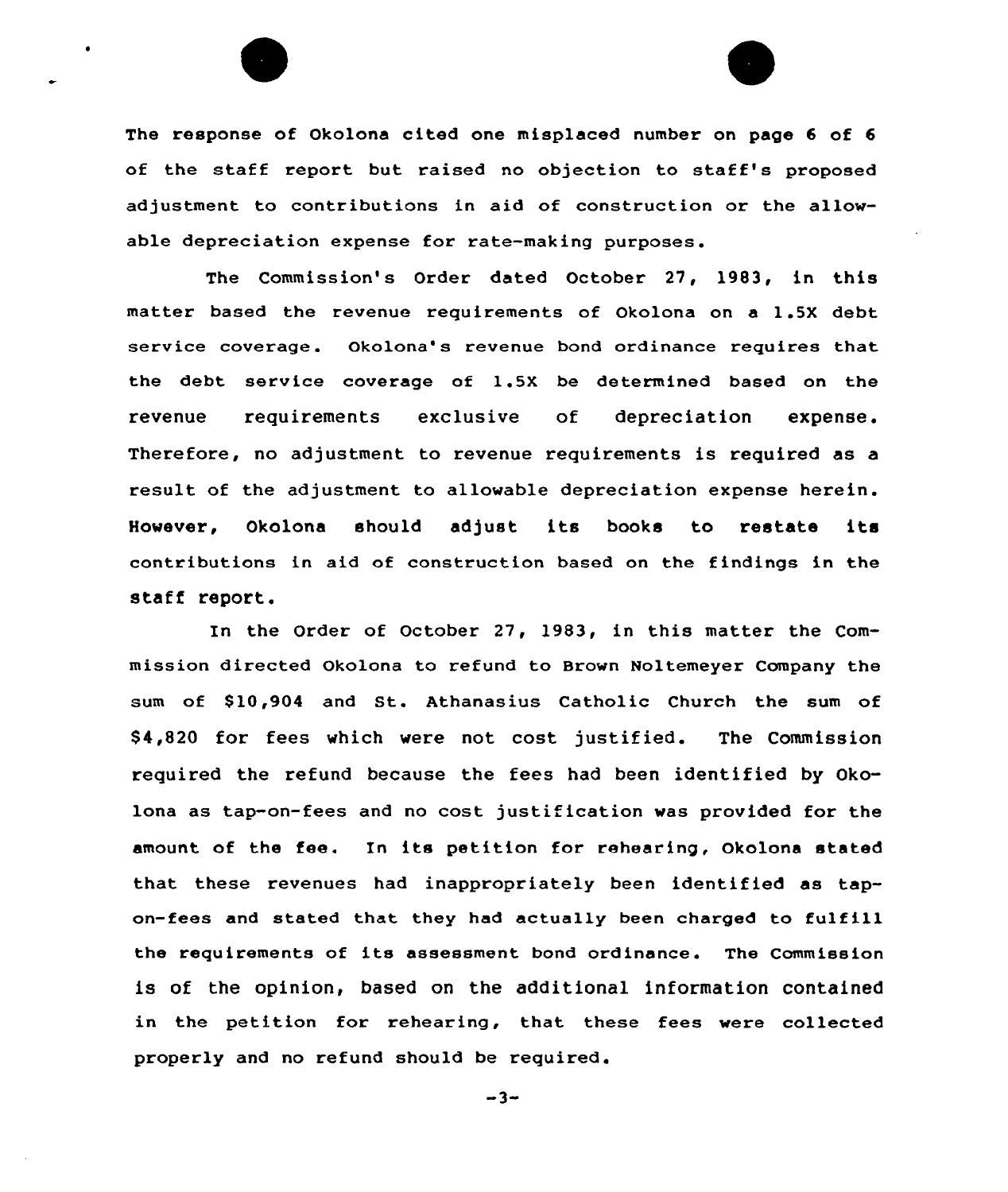The response of Okolona cited one misplaced number on page 6 of 6 of the staff report but raised no objection to staff's proposed adjustment to contributions in aid of construction or the allowable depreciation expense for rate-making purposes.

The Commission's Order dated October 27, 1983, in this matter based the revenue requirements of Okolona on a 1.5X debt service coverage. Okolona's revenue bond ordinance requires that the debt service coverage of 1.5X be determined based on the revenue requirements exclusive of depreciation expense. Therefore, no adjustment to revenue requirements is required as a result of the adjustment to allowable depreciation expense herein. However, Okolona should adjust its books to restate its contributions in aid of construction based on the findings in the staff report.

In the Order of October 27, 1983, in this matter the Commission directed Okolona to refund to Brown Noltemeyer Company the sum of $10,904 and St. Athanasius Catholic Church the sum of $4,820 for fees which were not cost justified. The Commission required the refund because the fees had been identified by Okolona as tap-on-fees and no cost justification was provided for the amount of the fee. In its petition for rehearing, Okolona stated that these revenues had inappropriately been identified as tap-on-fees and stated that they had actually been charged to fulfill the requirements of its assessment bond ordinance. The Commission is of the opinion, based on the additional information contained in the petition for rehearing, that these fees were collected properly and no refund should be required.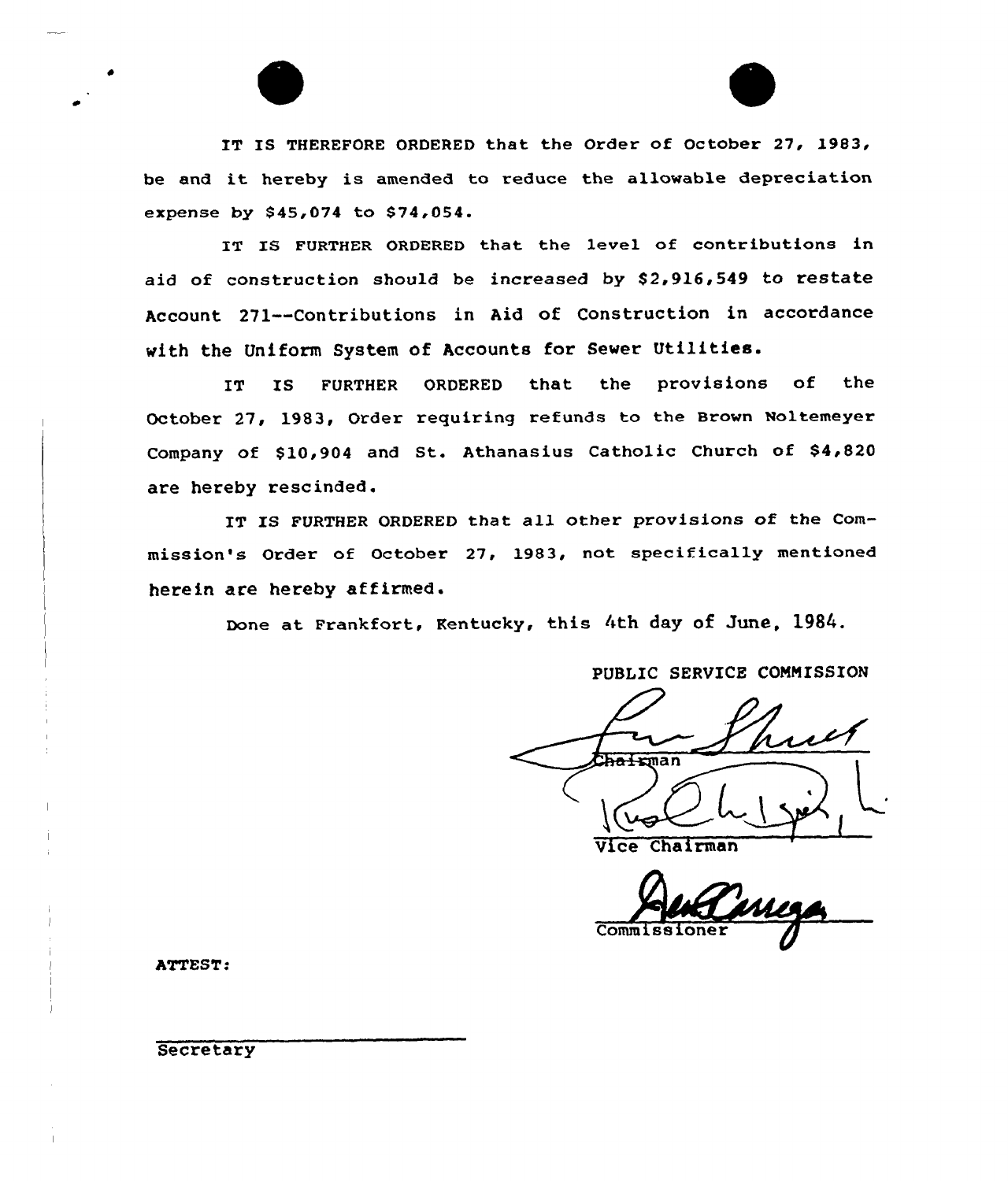IT IS THEREFORE ORDERED that the Order of October 27, 1983, be and it hereby is amended to reduce the allowable depreciation expense by $45,074 to $74,054.

IT IS FURTHER ORDERED that the level of contributions in aid of construction should be increased by $2,916,549 to restate Account 271--Contributions in Aid of Construction in accordance with the Uniform System of Accounts for Sewer Utilities.

IT IS FURTHER ORDERED that the provisions of the October 27, 1983, Order requiring refunds to the Brown Noltemeyer Company of $10,904 and St. Athanasius Catholic Church of $4,820 are hereby rescinded.

IT IS FURTHER ORDERED that all other provisions of the Commission's Order of October 27, 1983, not specifically mentioned herein are hereby affirmed.

Done at Frankfort, Kentucky, this 4th day of June, 1984.

PUBLIC SERVICE COMMISSION

Chairman

Vice Chairman

Commissioner

ATTEST:

Secretary